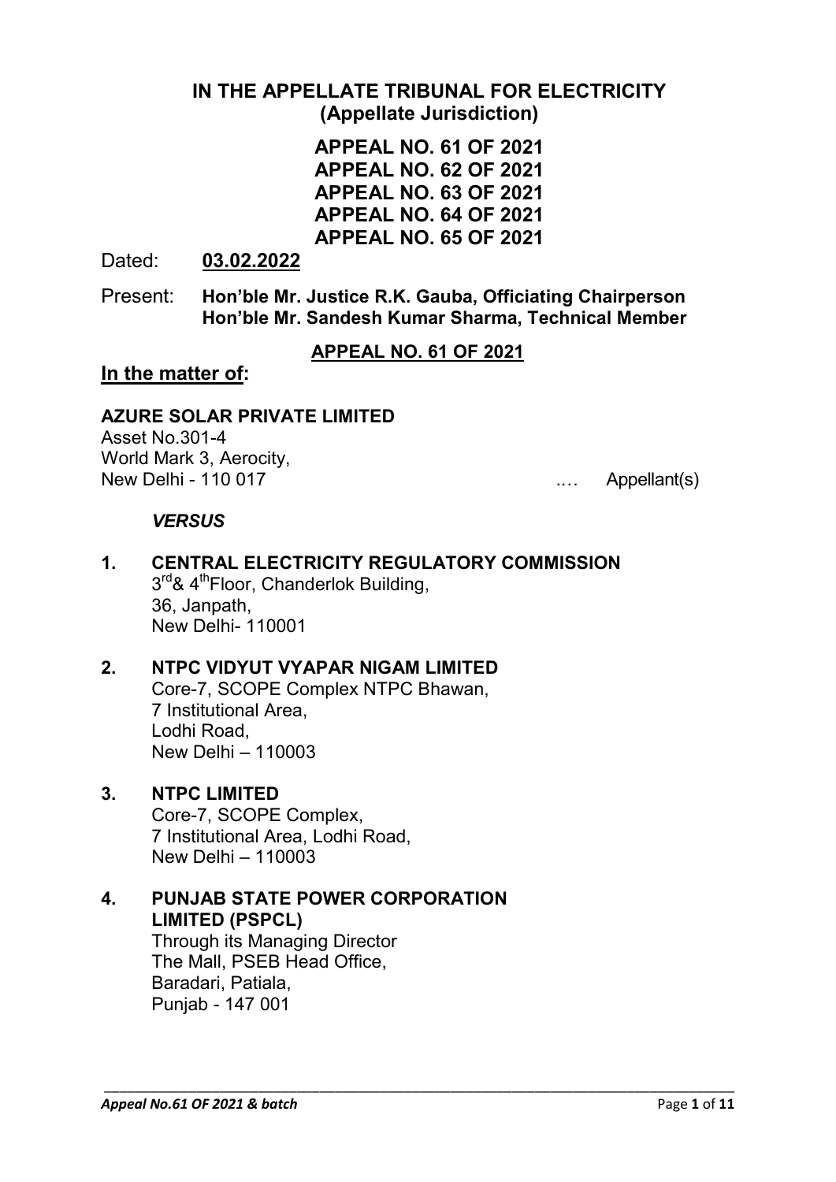# IN THE APPELLATE TRIBUNAL FOR ELECTRICITY
## (Appellate Jurisdiction)

**APPEAL NO. 61 OF 2021**
**APPEAL NO. 62 OF 2021**
**APPEAL NO. 63 OF 2021**
**APPEAL NO. 64 OF 2021**
**APPEAL NO. 65 OF 2021**

Dated: **<u>03.02.2022</u>**

Present: **Hon'ble Mr. Justice R.K. Gauba, Officiating Chairperson**
**Hon'ble Mr. Sandesh Kumar Sharma, Technical Member**

**<u>APPEAL NO. 61 OF 2021</u>**

**<u>In the matter of</u>:**

**AZURE SOLAR PRIVATE LIMITED**
Asset No.301-4
World Mark 3, Aerocity,
New Delhi - 110 017 .... Appellant(s)

***VERSUS***

1. **CENTRAL ELECTRICITY REGULATORY COMMISSION**
   3rd & 4th Floor, Chanderlok Building,
   36, Janpath,
   New Delhi- 110001

2. **NTPC VIDYUT VYAPAR NIGAM LIMITED**
   Core-7, SCOPE Complex NTPC Bhawan,
   7 Institutional Area,
   Lodhi Road,
   New Delhi – 110003

3. **NTPC LIMITED**
   Core-7, SCOPE Complex,
   7 Institutional Area, Lodhi Road,
   New Delhi – 110003

4. **PUNJAB STATE POWER CORPORATION LIMITED (PSPCL)**
   Through its Managing Director
   The Mall, PSEB Head Office,
   Baradari, Patiala,
   Punjab - 147 001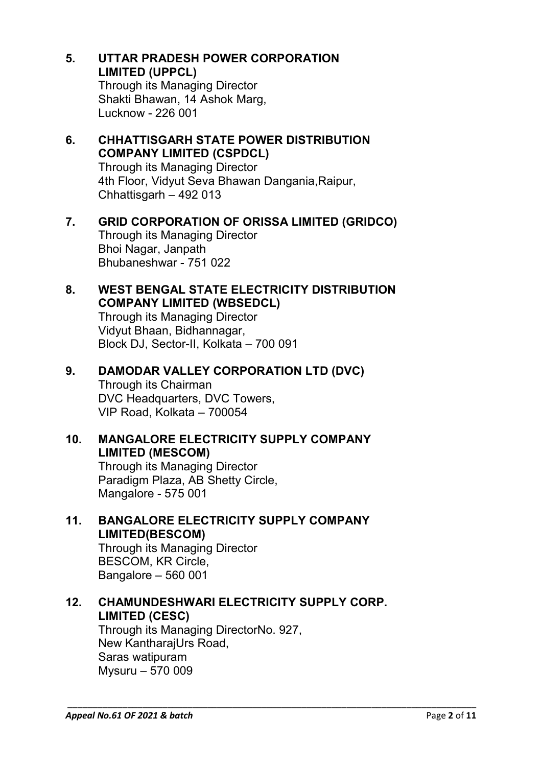**5. UTTAR PRADESH POWER CORPORATION LIMITED (UPPCL)**
Through its Managing Director
Shakti Bhawan, 14 Ashok Marg,
Lucknow - 226 001

**6. CHHATTISGARH STATE POWER DISTRIBUTION COMPANY LIMITED (CSPDCL)**
Through its Managing Director
4th Floor, Vidyut Seva Bhawan Dangania,Raipur,
Chhattisgarh – 492 013

**7. GRID CORPORATION OF ORISSA LIMITED (GRIDCO)**
Through its Managing Director
Bhoi Nagar, Janpath
Bhubaneshwar - 751 022

**8. WEST BENGAL STATE ELECTRICITY DISTRIBUTION COMPANY LIMITED (WBSEDCL)**
Through its Managing Director
Vidyut Bhaan, Bidhannagar,
Block DJ, Sector-II, Kolkata – 700 091

**9. DAMODAR VALLEY CORPORATION LTD (DVC)**
Through its Chairman
DVC Headquarters, DVC Towers,
VIP Road, Kolkata – 700054

**10. MANGALORE ELECTRICITY SUPPLY COMPANY LIMITED (MESCOM)**
Through its Managing Director
Paradigm Plaza, AB Shetty Circle,
Mangalore - 575 001

**11. BANGALORE ELECTRICITY SUPPLY COMPANY LIMITED(BESCOM)**
Through its Managing Director
BESCOM, KR Circle,
Bangalore – 560 001

**12. CHAMUNDESHWARI ELECTRICITY SUPPLY CORP. LIMITED (CESC)**
Through its Managing DirectorNo. 927,
New KantharajUrs Road,
Saras watipuram
Mysuru – 570 009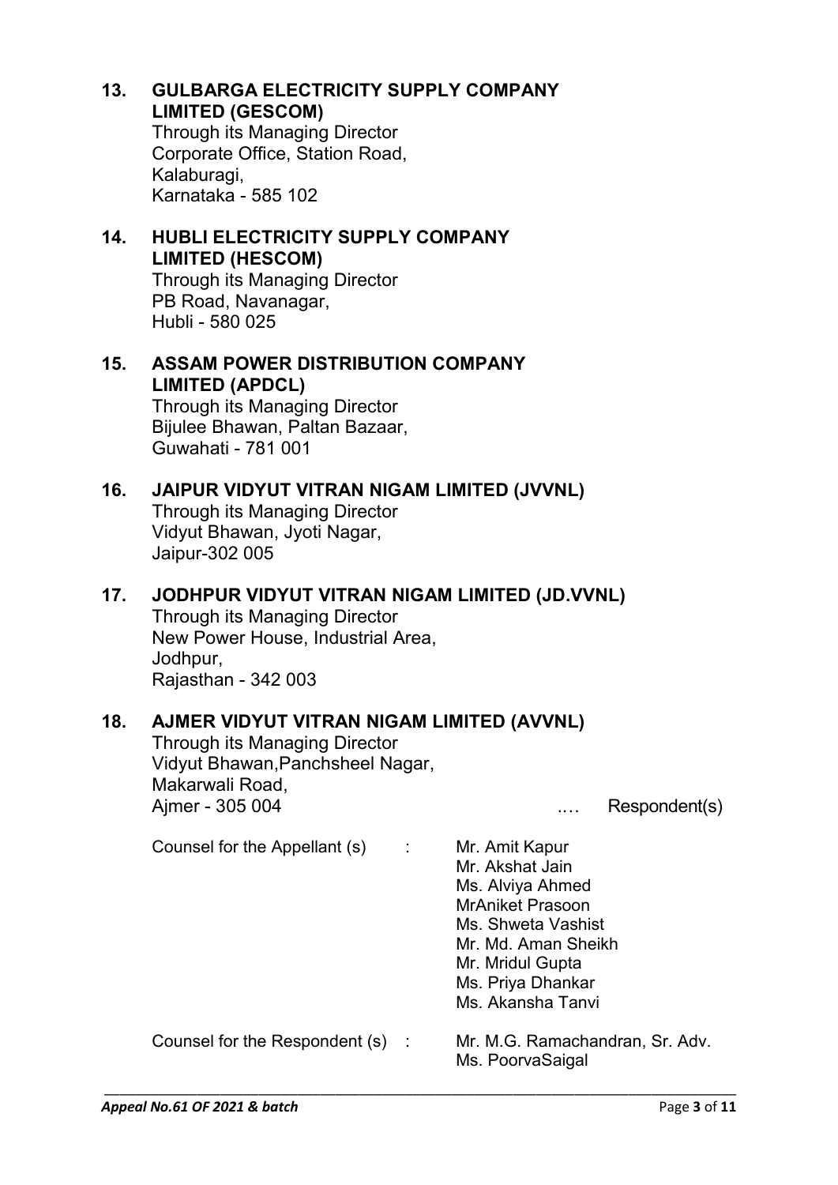**13. GULBARGA ELECTRICITY SUPPLY COMPANY LIMITED (GESCOM)**
Through its Managing Director
Corporate Office, Station Road,
Kalaburagi,
Karnataka - 585 102

**14. HUBLI ELECTRICITY SUPPLY COMPANY LIMITED (HESCOM)**
Through its Managing Director
PB Road, Navanagar,
Hubli - 580 025

**15. ASSAM POWER DISTRIBUTION COMPANY LIMITED (APDCL)**
Through its Managing Director
Bijulee Bhawan, Paltan Bazaar,
Guwahati - 781 001

**16. JAIPUR VIDYUT VITRAN NIGAM LIMITED (JVVNL)**
Through its Managing Director
Vidyut Bhawan, Jyoti Nagar,
Jaipur-302 005

**17. JODHPUR VIDYUT VITRAN NIGAM LIMITED (JD.VVNL)**
Through its Managing Director
New Power House, Industrial Area,
Jodhpur,
Rajasthan - 342 003

**18. AJMER VIDYUT VITRAN NIGAM LIMITED (AVVNL)**
Through its Managing Director
Vidyut Bhawan,Panchsheel Nagar,
Makarwali Road,
Ajmer - 305 004 .... Respondent(s)

Counsel for the Appellant (s) : Mr. Amit Kapur
Mr. Akshat Jain
Ms. Alviya Ahmed
MrAniket Prasoon
Ms. Shweta Vashist
Mr. Md. Aman Sheikh
Mr. Mridul Gupta
Ms. Priya Dhankar
Ms. Akansha Tanvi

Counsel for the Respondent (s) : Mr. M.G. Ramachandran, Sr. Adv.
Ms. PoorvaSaigal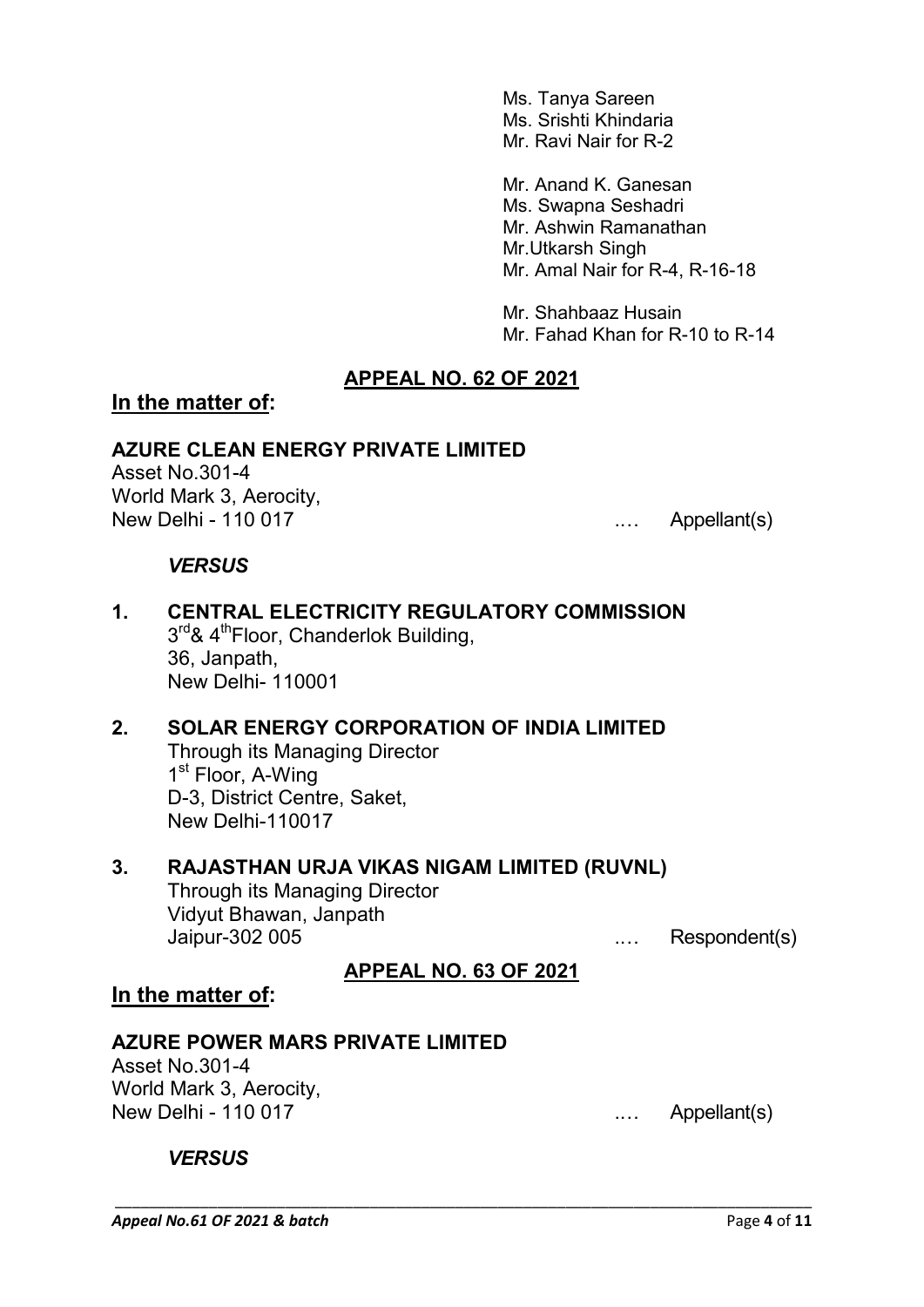Ms. Tanya Sareen
Ms. Srishti Khindaria
Mr. Ravi Nair for R-2

Mr. Anand K. Ganesan
Ms. Swapna Seshadri
Mr. Ashwin Ramanathan
Mr.Utkarsh Singh
Mr. Amal Nair for R-4, R-16-18

Mr. Shahbaaz Husain
Mr. Fahad Khan for R-10 to R-14

**APPEAL NO. 62 OF 2021**

**In the matter of:**

**AZURE CLEAN ENERGY PRIVATE LIMITED**
Asset No.301-4
World Mark 3, Aerocity,
New Delhi - 110 017 .... Appellant(s)

***VERSUS***

1. **CENTRAL ELECTRICITY REGULATORY COMMISSION**
   3rd & 4th Floor, Chanderlok Building,
   36, Janpath,
   New Delhi- 110001

2. **SOLAR ENERGY CORPORATION OF INDIA LIMITED**
   Through its Managing Director
   1st Floor, A-Wing
   D-3, District Centre, Saket,
   New Delhi-110017

3. **RAJASTHAN URJA VIKAS NIGAM LIMITED (RUVNL)**
   Through its Managing Director
   Vidyut Bhawan, Janpath
   Jaipur-302 005 .... Respondent(s)

**APPEAL NO. 63 OF 2021**

**In the matter of:**

**AZURE POWER MARS PRIVATE LIMITED**
Asset No.301-4
World Mark 3, Aerocity,
New Delhi - 110 017 .... Appellant(s)

***VERSUS***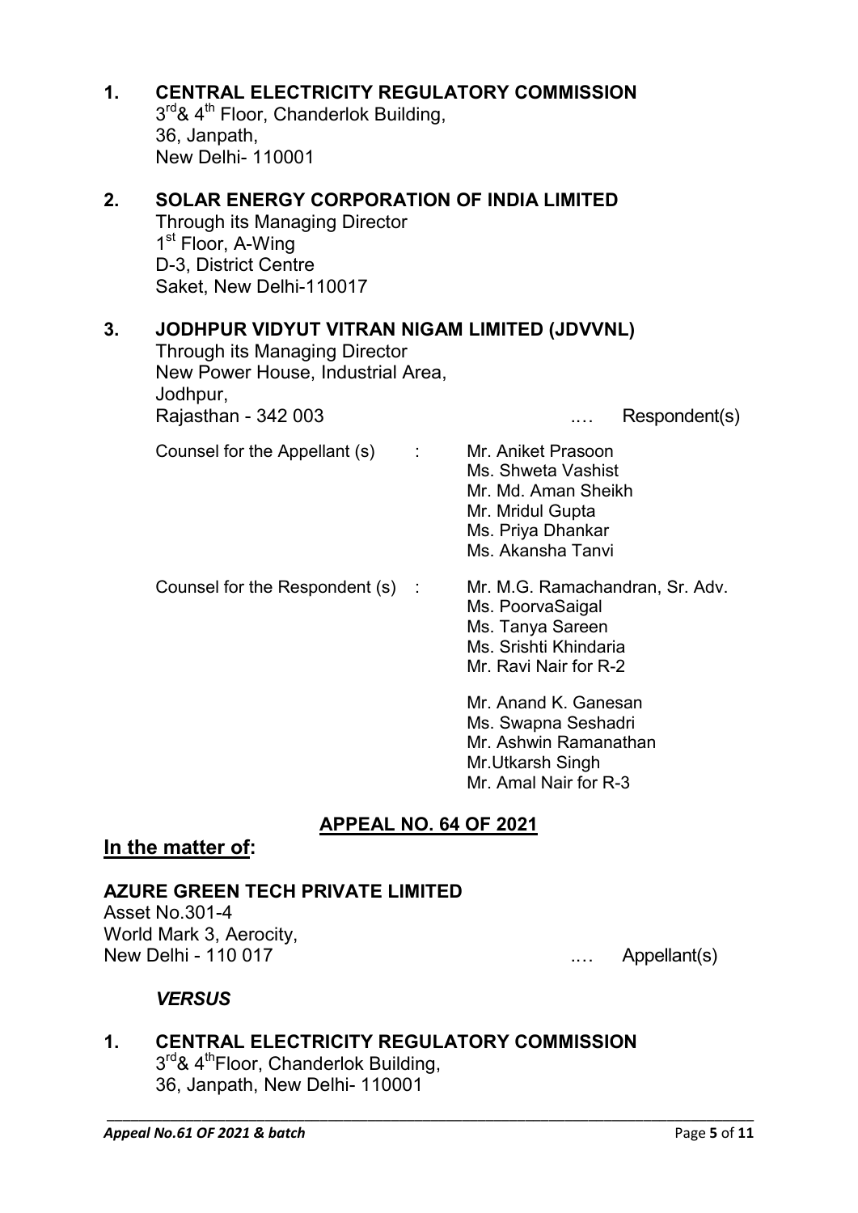**1. CENTRAL ELECTRICITY REGULATORY COMMISSION**
3rd& 4th Floor, Chanderlok Building,
36, Janpath,
New Delhi- 110001

**2. SOLAR ENERGY CORPORATION OF INDIA LIMITED**
Through its Managing Director
1st Floor, A-Wing
D-3, District Centre
Saket, New Delhi-110017

**3. JODHPUR VIDYUT VITRAN NIGAM LIMITED (JDVVNL)**
Through its Managing Director
New Power House, Industrial Area,
Jodhpur,
Rajasthan - 342 003 .… Respondent(s)

Counsel for the Appellant (s) : Mr. Aniket Prasoon
Ms. Shweta Vashist
Mr. Md. Aman Sheikh
Mr. Mridul Gupta
Ms. Priya Dhankar
Ms. Akansha Tanvi

Counsel for the Respondent (s) : Mr. M.G. Ramachandran, Sr. Adv.
Ms. PoorvaSaigal
Ms. Tanya Sareen
Ms. Srishti Khindaria
Mr. Ravi Nair for R-2

Mr. Anand K. Ganesan
Ms. Swapna Seshadri
Mr. Ashwin Ramanathan
Mr.Utkarsh Singh
Mr. Amal Nair for R-3

**APPEAL NO. 64 OF 2021**

**In the matter of:**

**AZURE GREEN TECH PRIVATE LIMITED**
Asset No.301-4
World Mark 3, Aerocity,
New Delhi - 110 017 .… Appellant(s)

***VERSUS***

**1. CENTRAL ELECTRICITY REGULATORY COMMISSION**
3rd& 4thFloor, Chanderlok Building,
36, Janpath, New Delhi- 110001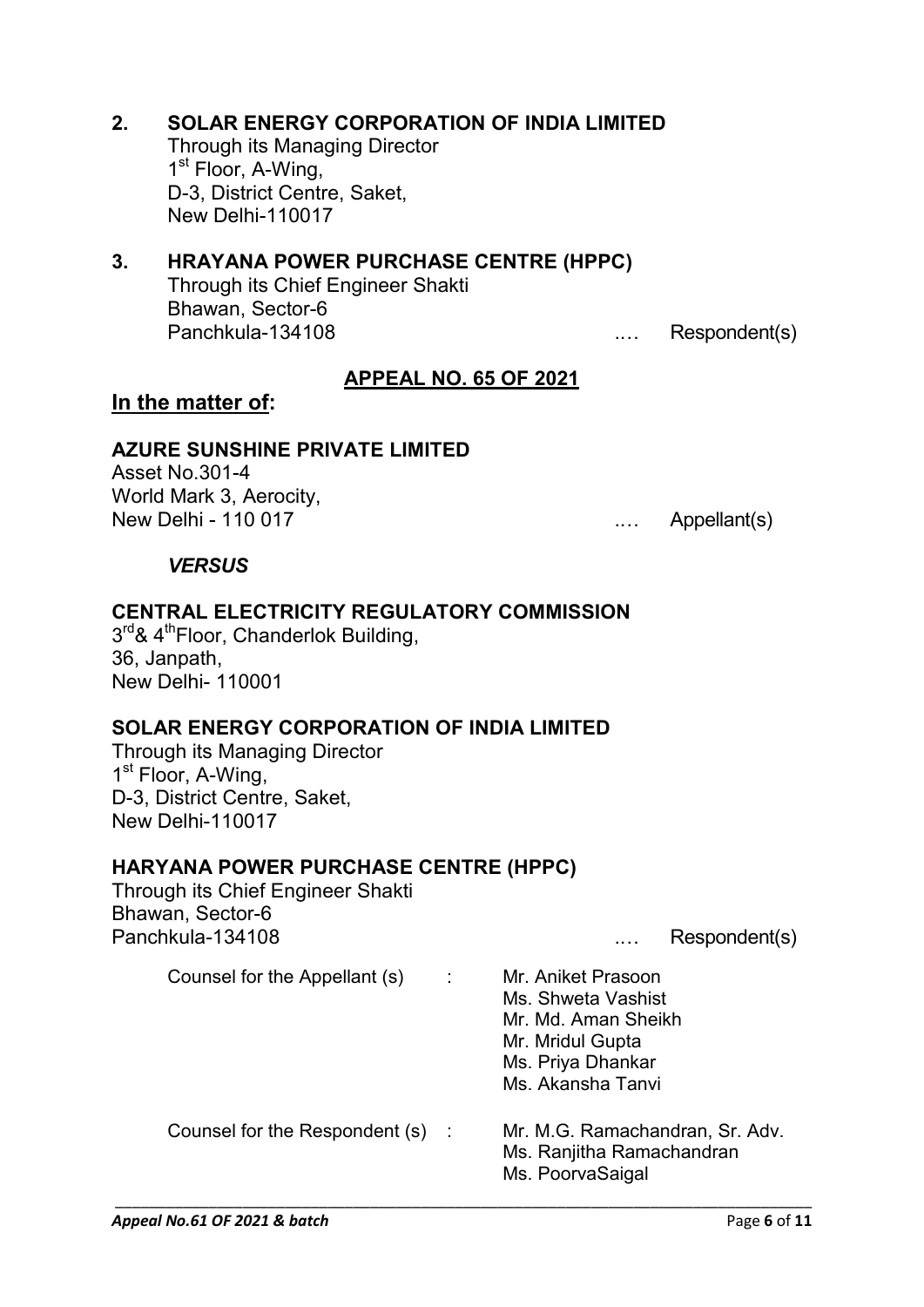**2. SOLAR ENERGY CORPORATION OF INDIA LIMITED**
Through its Managing Director
1st Floor, A-Wing,
D-3, District Centre, Saket,
New Delhi-110017

**3. HRAYANA POWER PURCHASE CENTRE (HPPC)**
Through its Chief Engineer Shakti
Bhawan, Sector-6
Panchkula-134108 .… Respondent(s)

**APPEAL NO. 65 OF 2021**

**In the matter of:**

**AZURE SUNSHINE PRIVATE LIMITED**
Asset No.301-4
World Mark 3, Aerocity,
New Delhi - 110 017 .… Appellant(s)

***VERSUS***

**CENTRAL ELECTRICITY REGULATORY COMMISSION**
3rd& 4thFloor, Chanderlok Building,
36, Janpath,
New Delhi- 110001

**SOLAR ENERGY CORPORATION OF INDIA LIMITED**
Through its Managing Director
1st Floor, A-Wing,
D-3, District Centre, Saket,
New Delhi-110017

**HARYANA POWER PURCHASE CENTRE (HPPC)**
Through its Chief Engineer Shakti
Bhawan, Sector-6
Panchkula-134108 .… Respondent(s)

Counsel for the Appellant (s) : Mr. Aniket Prasoon
Ms. Shweta Vashist
Mr. Md. Aman Sheikh
Mr. Mridul Gupta
Ms. Priya Dhankar
Ms. Akansha Tanvi

Counsel for the Respondent (s) : Mr. M.G. Ramachandran, Sr. Adv.
Ms. Ranjitha Ramachandran
Ms. PoorvaSaigal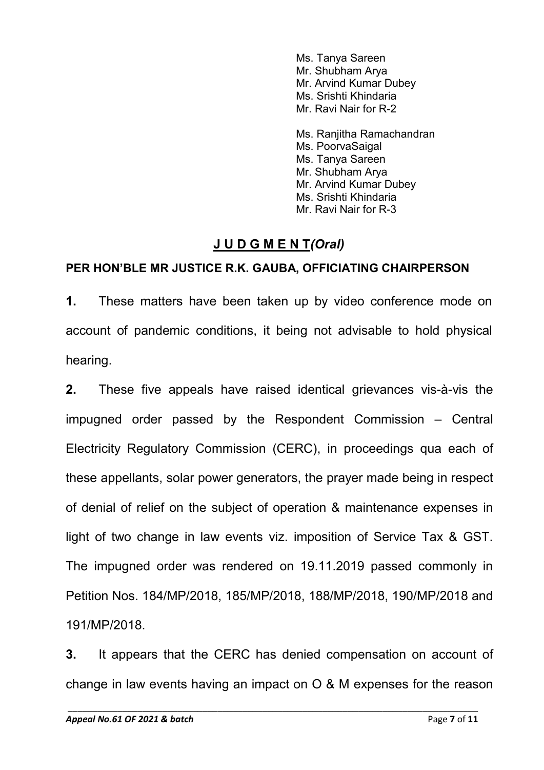Ms. Tanya Sareen
Mr. Shubham Arya
Mr. Arvind Kumar Dubey
Ms. Srishti Khindaria
Mr. Ravi Nair for R-2

Ms. Ranjitha Ramachandran
Ms. PoorvaSaigal
Ms. Tanya Sareen
Mr. Shubham Arya
Mr. Arvind Kumar Dubey
Ms. Srishti Khindaria
Mr. Ravi Nair for R-3

## J U D G M E N T*(Oral)*

**PER HON'BLE MR JUSTICE R.K. GAUBA, OFFICIATING CHAIRPERSON**

**1.** These matters have been taken up by video conference mode on account of pandemic conditions, it being not advisable to hold physical hearing.

**2.** These five appeals have raised identical grievances vis-à-vis the impugned order passed by the Respondent Commission – Central Electricity Regulatory Commission (CERC), in proceedings qua each of these appellants, solar power generators, the prayer made being in respect of denial of relief on the subject of operation & maintenance expenses in light of two change in law events viz. imposition of Service Tax & GST. The impugned order was rendered on 19.11.2019 passed commonly in Petition Nos. 184/MP/2018, 185/MP/2018, 188/MP/2018, 190/MP/2018 and 191/MP/2018.

**3.** It appears that the CERC has denied compensation on account of change in law events having an impact on O & M expenses for the reason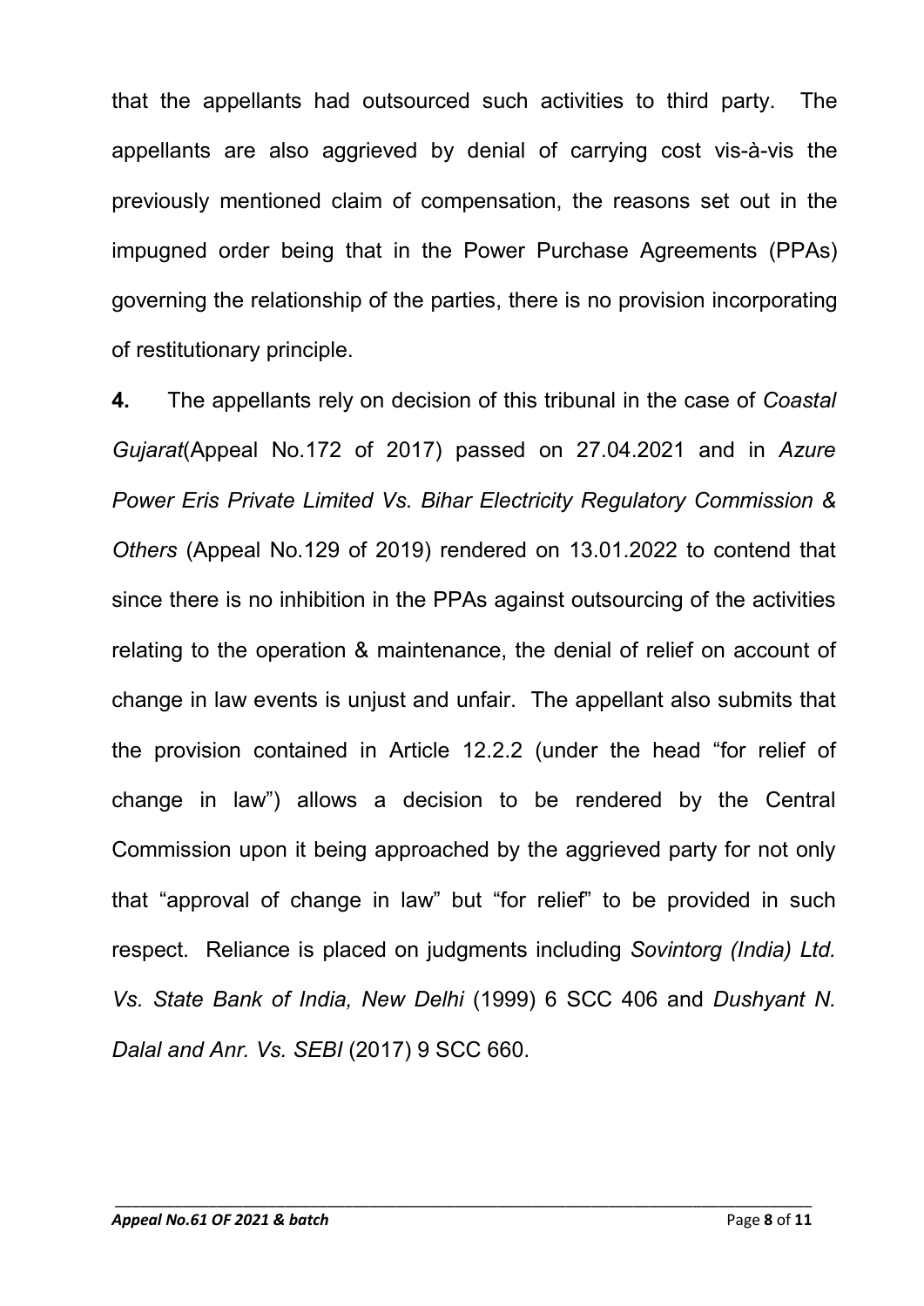that the appellants had outsourced such activities to third party. The appellants are also aggrieved by denial of carrying cost vis-à-vis the previously mentioned claim of compensation, the reasons set out in the impugned order being that in the Power Purchase Agreements (PPAs) governing the relationship of the parties, there is no provision incorporating of restitutionary principle.

**4.** The appellants rely on decision of this tribunal in the case of *Coastal Gujarat*(Appeal No.172 of 2017) passed on 27.04.2021 and in *Azure Power Eris Private Limited Vs. Bihar Electricity Regulatory Commission & Others* (Appeal No.129 of 2019) rendered on 13.01.2022 to contend that since there is no inhibition in the PPAs against outsourcing of the activities relating to the operation & maintenance, the denial of relief on account of change in law events is unjust and unfair. The appellant also submits that the provision contained in Article 12.2.2 (under the head "for relief of change in law") allows a decision to be rendered by the Central Commission upon it being approached by the aggrieved party for not only that "approval of change in law" but "for relief" to be provided in such respect. Reliance is placed on judgments including *Sovintorg (India) Ltd. Vs. State Bank of India, New Delhi* (1999) 6 SCC 406 and *Dushyant N. Dalal and Anr. Vs. SEBI* (2017) 9 SCC 660.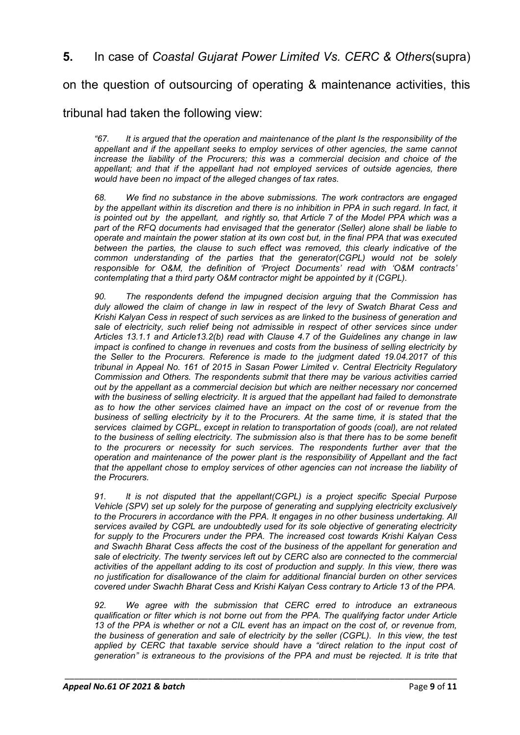**5.** In case of *Coastal Gujarat Power Limited Vs. CERC & Others*(supra) on the question of outsourcing of operating & maintenance activities, this tribunal had taken the following view:

> *"67. It is argued that the operation and maintenance of the plant Is the responsibility of the appellant and if the appellant seeks to employ services of other agencies, the same cannot increase the liability of the Procurers; this was a commercial decision and choice of the appellant; and that if the appellant had not employed services of outside agencies, there would have been no impact of the alleged changes of tax rates.*
>
> *68. We find no substance in the above submissions. The work contractors are engaged by the appellant within its discretion and there is no inhibition in PPA in such regard. In fact, it is pointed out by the appellant, and rightly so, that Article 7 of the Model PPA which was a part of the RFQ documents had envisaged that the generator (Seller) alone shall be liable to operate and maintain the power station at its own cost but, in the final PPA that was executed between the parties, the clause to such effect was removed, this clearly indicative of the common understanding of the parties that the generator(CGPL) would not be solely responsible for O&M, the definition of 'Project Documents' read with 'O&M contracts' contemplating that a third party O&M contractor might be appointed by it (CGPL).*
>
> *90. The respondents defend the impugned decision arguing that the Commission has duly allowed the claim of change in law in respect of the levy of Swatch Bharat Cess and Krishi Kalyan Cess in respect of such services as are linked to the business of generation and sale of electricity, such relief being not admissible in respect of other services since under Articles 13.1.1 and Article13.2(b) read with Clause 4.7 of the Guidelines any change in law impact is confined to change in revenues and costs from the business of selling electricity by the Seller to the Procurers. Reference is made to the judgment dated 19.04.2017 of this tribunal in Appeal No. 161 of 2015 in Sasan Power Limited v. Central Electricity Regulatory Commission and Others. The respondents submit that there may be various activities carried out by the appellant as a commercial decision but which are neither necessary nor concerned with the business of selling electricity. It is argued that the appellant had failed to demonstrate as to how the other services claimed have an impact on the cost of or revenue from the business of selling electricity by it to the Procurers. At the same time, it is stated that the services claimed by CGPL, except in relation to transportation of goods (coal), are not related to the business of selling electricity. The submission also is that there has to be some benefit to the procurers or necessity for such services. The respondents further aver that the operation and maintenance of the power plant is the responsibility of Appellant and the fact that the appellant chose to employ services of other agencies can not increase the liability of the Procurers.*
>
> *91. It is not disputed that the appellant(CGPL) is a project specific Special Purpose Vehicle (SPV) set up solely for the purpose of generating and supplying electricity exclusively to the Procurers in accordance with the PPA. It engages in no other business undertaking. All services availed by CGPL are undoubtedly used for its sole objective of generating electricity for supply to the Procurers under the PPA. The increased cost towards Krishi Kalyan Cess and Swachh Bharat Cess affects the cost of the business of the appellant for generation and sale of electricity. The twenty services left out by CERC also are connected to the commercial activities of the appellant adding to its cost of production and supply. In this view, there was no justification for disallowance of the claim for additional financial burden on other services covered under Swachh Bharat Cess and Krishi Kalyan Cess contrary to Article 13 of the PPA.*
>
> *92. We agree with the submission that CERC erred to introduce an extraneous qualification or filter which is not borne out from the PPA. The qualifying factor under Article 13 of the PPA is whether or not a CIL event has an impact on the cost of, or revenue from, the business of generation and sale of electricity by the seller (CGPL). In this view, the test applied by CERC that taxable service should have a "direct relation to the input cost of generation" is extraneous to the provisions of the PPA and must be rejected. It is trite that*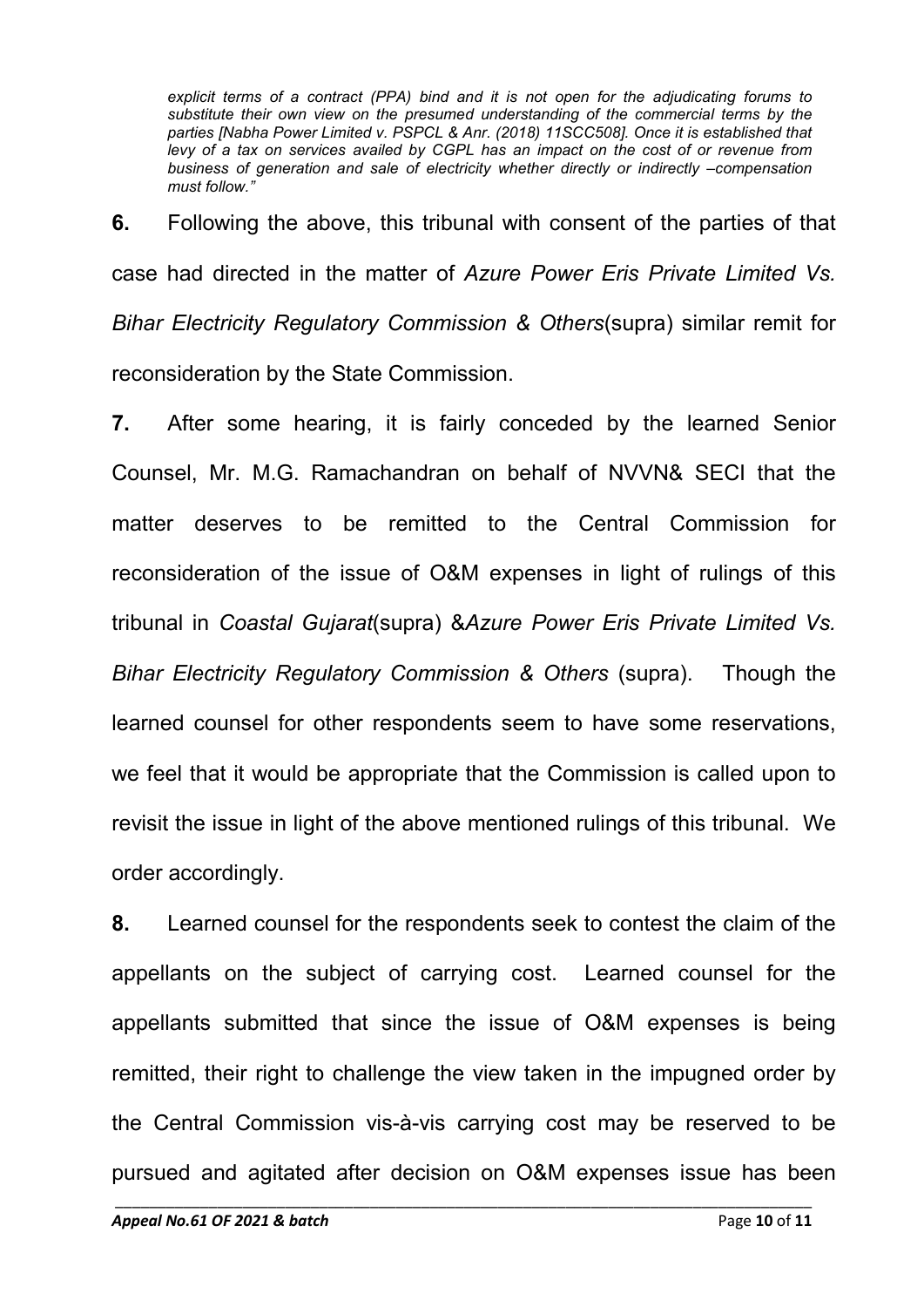*explicit terms of a contract (PPA) bind and it is not open for the adjudicating forums to substitute their own view on the presumed understanding of the commercial terms by the parties [Nabha Power Limited v. PSPCL & Anr. (2018) 11SCC508]. Once it is established that levy of a tax on services availed by CGPL has an impact on the cost of or revenue from business of generation and sale of electricity whether directly or indirectly –compensation must follow."*

**6.** Following the above, this tribunal with consent of the parties of that case had directed in the matter of *Azure Power Eris Private Limited Vs. Bihar Electricity Regulatory Commission & Others*(supra) similar remit for reconsideration by the State Commission.

**7.** After some hearing, it is fairly conceded by the learned Senior Counsel, Mr. M.G. Ramachandran on behalf of NVVN& SECI that the matter deserves to be remitted to the Central Commission for reconsideration of the issue of O&M expenses in light of rulings of this tribunal in *Coastal Gujarat*(supra) &*Azure Power Eris Private Limited Vs. Bihar Electricity Regulatory Commission & Others* (supra). Though the learned counsel for other respondents seem to have some reservations, we feel that it would be appropriate that the Commission is called upon to revisit the issue in light of the above mentioned rulings of this tribunal. We order accordingly.

**8.** Learned counsel for the respondents seek to contest the claim of the appellants on the subject of carrying cost. Learned counsel for the appellants submitted that since the issue of O&M expenses is being remitted, their right to challenge the view taken in the impugned order by the Central Commission vis-à-vis carrying cost may be reserved to be pursued and agitated after decision on O&M expenses issue has been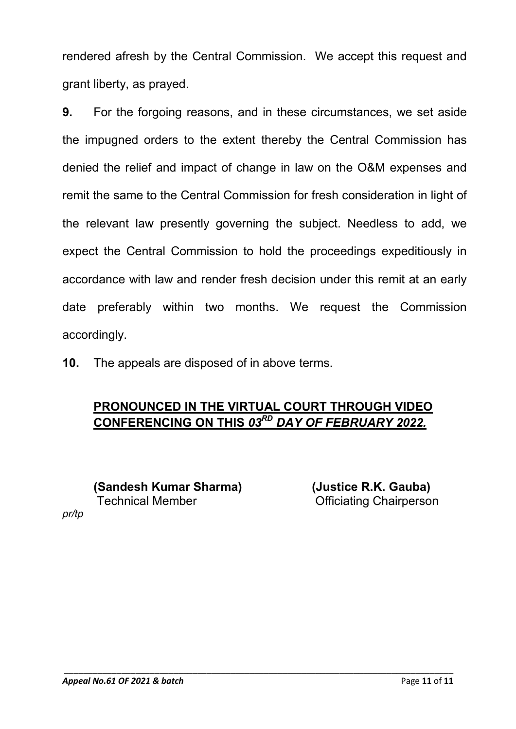rendered afresh by the Central Commission. We accept this request and grant liberty, as prayed.

**9.** For the forgoing reasons, and in these circumstances, we set aside the impugned orders to the extent thereby the Central Commission has denied the relief and impact of change in law on the O&M expenses and remit the same to the Central Commission for fresh consideration in light of the relevant law presently governing the subject. Needless to add, we expect the Central Commission to hold the proceedings expeditiously in accordance with law and render fresh decision under this remit at an early date preferably within two months. We request the Commission accordingly.

**10.** The appeals are disposed of in above terms.

**PRONOUNCED IN THE VIRTUAL COURT THROUGH VIDEO CONFERENCING ON THIS *03RD DAY OF FEBRUARY 2022.***

**(Sandesh Kumar Sharma)**
Technical Member

**(Justice R.K. Gauba)**
Officiating Chairperson

*pr/tp*